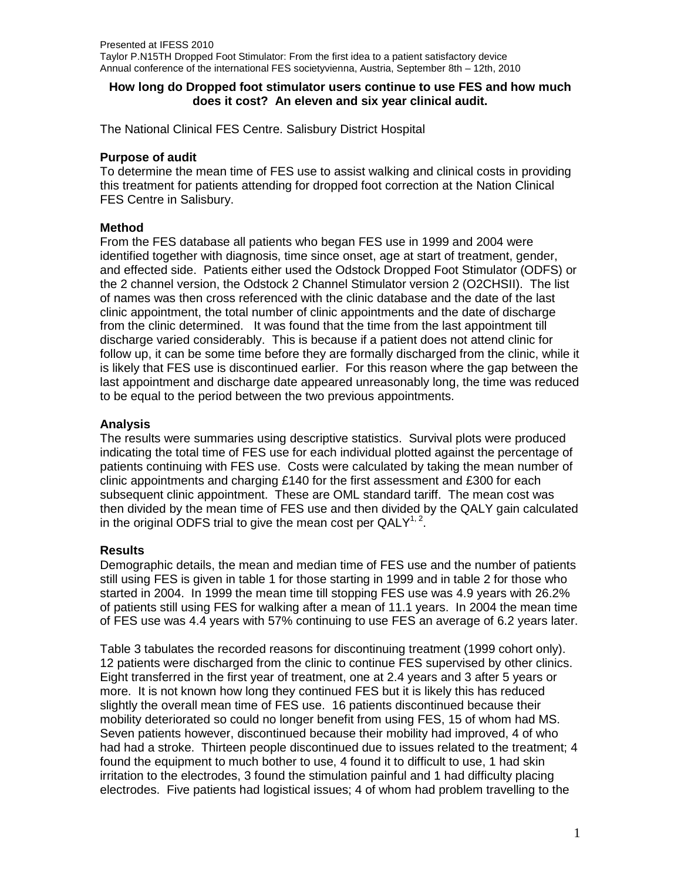Presented at IFESS 2010
Taylor P.N15TH Dropped Foot Stimulator: From the first idea to a patient satisfactory device
Annual conference of the international FES societyvienna, Austria, September 8th – 12th, 2010

**How long do Dropped foot stimulator users continue to use FES and how much does it cost? An eleven and six year clinical audit.**

The National Clinical FES Centre. Salisbury District Hospital

### Purpose of audit

To determine the mean time of FES use to assist walking and clinical costs in providing this treatment for patients attending for dropped foot correction at the Nation Clinical FES Centre in Salisbury.

### Method

From the FES database all patients who began FES use in 1999 and 2004 were identified together with diagnosis, time since onset, age at start of treatment, gender, and effected side. Patients either used the Odstock Dropped Foot Stimulator (ODFS) or the 2 channel version, the Odstock 2 Channel Stimulator version 2 (O2CHSII). The list of names was then cross referenced with the clinic database and the date of the last clinic appointment, the total number of clinic appointments and the date of discharge from the clinic determined. It was found that the time from the last appointment till discharge varied considerably. This is because if a patient does not attend clinic for follow up, it can be some time before they are formally discharged from the clinic, while it is likely that FES use is discontinued earlier. For this reason where the gap between the last appointment and discharge date appeared unreasonably long, the time was reduced to be equal to the period between the two previous appointments.

### Analysis

The results were summaries using descriptive statistics. Survival plots were produced indicating the total time of FES use for each individual plotted against the percentage of patients continuing with FES use. Costs were calculated by taking the mean number of clinic appointments and charging £140 for the first assessment and £300 for each subsequent clinic appointment. These are OML standard tariff. The mean cost was then divided by the mean time of FES use and then divided by the QALY gain calculated in the original ODFS trial to give the mean cost per QALY[1, 2].

### Results

Demographic details, the mean and median time of FES use and the number of patients still using FES is given in table 1 for those starting in 1999 and in table 2 for those who started in 2004. In 1999 the mean time till stopping FES use was 4.9 years with 26.2% of patients still using FES for walking after a mean of 11.1 years. In 2004 the mean time of FES use was 4.4 years with 57% continuing to use FES an average of 6.2 years later.

Table 3 tabulates the recorded reasons for discontinuing treatment (1999 cohort only). 12 patients were discharged from the clinic to continue FES supervised by other clinics. Eight transferred in the first year of treatment, one at 2.4 years and 3 after 5 years or more. It is not known how long they continued FES but it is likely this has reduced slightly the overall mean time of FES use. 16 patients discontinued because their mobility deteriorated so could no longer benefit from using FES, 15 of whom had MS. Seven patients however, discontinued because their mobility had improved, 4 of who had had a stroke. Thirteen people discontinued due to issues related to the treatment; 4 found the equipment to much bother to use, 4 found it to difficult to use, 1 had skin irritation to the electrodes, 3 found the stimulation painful and 1 had difficulty placing electrodes. Five patients had logistical issues; 4 of whom had problem travelling to the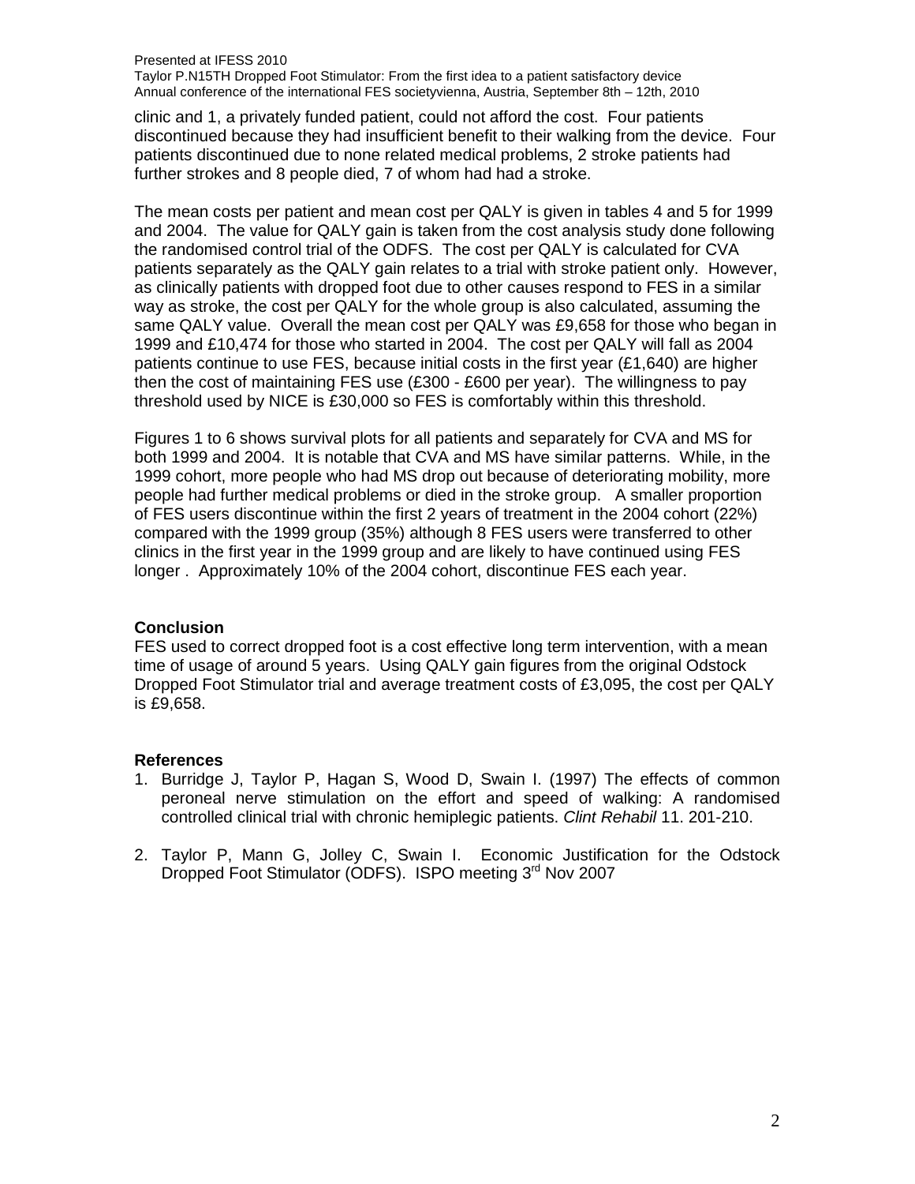clinic and 1, a privately funded patient, could not afford the cost. Four patients discontinued because they had insufficient benefit to their walking from the device. Four patients discontinued due to none related medical problems, 2 stroke patients had further strokes and 8 people died, 7 of whom had had a stroke.

The mean costs per patient and mean cost per QALY is given in tables 4 and 5 for 1999 and 2004. The value for QALY gain is taken from the cost analysis study done following the randomised control trial of the ODFS. The cost per QALY is calculated for CVA patients separately as the QALY gain relates to a trial with stroke patient only. However, as clinically patients with dropped foot due to other causes respond to FES in a similar way as stroke, the cost per QALY for the whole group is also calculated, assuming the same QALY value. Overall the mean cost per QALY was £9,658 for those who began in 1999 and £10,474 for those who started in 2004. The cost per QALY will fall as 2004 patients continue to use FES, because initial costs in the first year (£1,640) are higher then the cost of maintaining FES use (£300 - £600 per year). The willingness to pay threshold used by NICE is £30,000 so FES is comfortably within this threshold.

Figures 1 to 6 shows survival plots for all patients and separately for CVA and MS for both 1999 and 2004. It is notable that CVA and MS have similar patterns. While, in the 1999 cohort, more people who had MS drop out because of deteriorating mobility, more people had further medical problems or died in the stroke group. A smaller proportion of FES users discontinue within the first 2 years of treatment in the 2004 cohort (22%) compared with the 1999 group (35%) although 8 FES users were transferred to other clinics in the first year in the 1999 group and are likely to have continued using FES longer . Approximately 10% of the 2004 cohort, discontinue FES each year.

## Conclusion

FES used to correct dropped foot is a cost effective long term intervention, with a mean time of usage of around 5 years. Using QALY gain figures from the original Odstock Dropped Foot Stimulator trial and average treatment costs of £3,095, the cost per QALY is £9,658.

## References

1. Burridge J, Taylor P, Hagan S, Wood D, Swain I. (1997) The effects of common peroneal nerve stimulation on the effort and speed of walking: A randomised controlled clinical trial with chronic hemiplegic patients. *Clint Rehabil* 11. 201-210.

2. Taylor P, Mann G, Jolley C, Swain I. Economic Justification for the Odstock Dropped Foot Stimulator (ODFS). ISPO meeting 3rd Nov 2007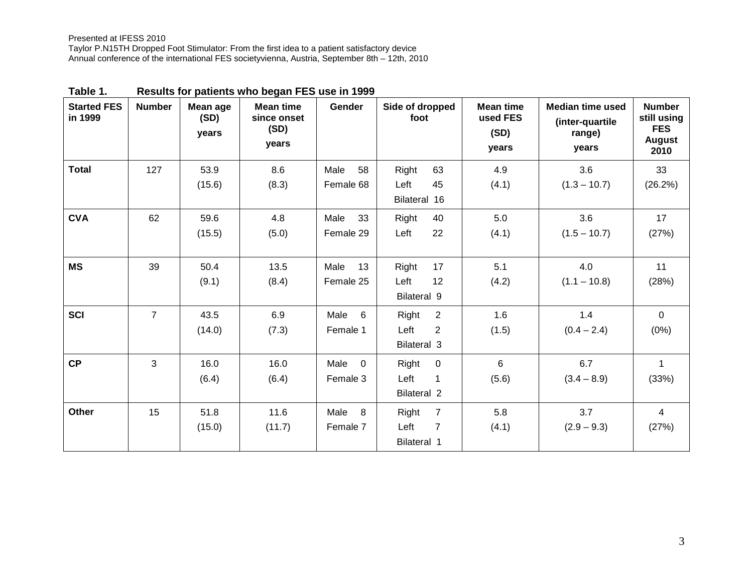**Table 1. Results for patients who began FES use in 1999**

| Started FES in 1999 | Number | Mean age (SD) years | Mean time since onset (SD) years | Gender | Side of dropped foot | Mean time used FES (SD) years | Median time used (inter-quartile range) years | Number still using FES August 2010 |
|---|---|---|---|---|---|---|---|---|
| **Total** | 127 | 53.9 (15.6) | 8.6 (8.3) | Male 58<br>Female 68 | Right 63<br>Left 45<br>Bilateral 16 | 4.9 (4.1) | 3.6 (1.3 – 10.7) | 33 (26.2%) |
| **CVA** | 62 | 59.6 (15.5) | 4.8 (5.0) | Male 33<br>Female 29 | Right 40<br>Left 22 | 5.0 (4.1) | 3.6 (1.5 – 10.7) | 17 (27%) |
| **MS** | 39 | 50.4 (9.1) | 13.5 (8.4) | Male 13<br>Female 25 | Right 17<br>Left 12<br>Bilateral 9 | 5.1 (4.2) | 4.0 (1.1 – 10.8) | 11 (28%) |
| **SCI** | 7 | 43.5 (14.0) | 6.9 (7.3) | Male 6<br>Female 1 | Right 2<br>Left 2<br>Bilateral 3 | 1.6 (1.5) | 1.4 (0.4 – 2.4) | 0 (0%) |
| **CP** | 3 | 16.0 (6.4) | 16.0 (6.4) | Male 0<br>Female 3 | Right 0<br>Left 1<br>Bilateral 2 | 6 (5.6) | 6.7 (3.4 – 8.9) | 1 (33%) |
| **Other** | 15 | 51.8 (15.0) | 11.6 (11.7) | Male 8<br>Female 7 | Right 7<br>Left 7<br>Bilateral 1 | 5.8 (4.1) | 3.7 (2.9 – 9.3) | 4 (27%) |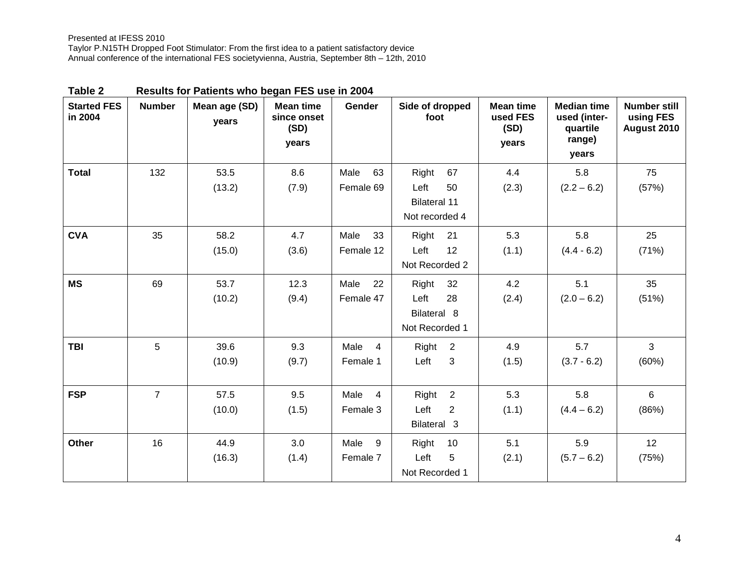**Table 2 Results for Patients who began FES use in 2004**

| Started FES in 2004 | Number | Mean age (SD) years | Mean time since onset (SD) years | Gender | Side of dropped foot | Mean time used FES (SD) years | Median time used (inter-quartile range) years | Number still using FES August 2010 |
|---|---|---|---|---|---|---|---|---|
| **Total** | 132 | 53.5 (13.2) | 8.6 (7.9) | Male 63 Female 69 | Right 67 Left 50 Bilateral 11 Not recorded 4 | 4.4 (2.3) | 5.8 (2.2 – 6.2) | 75 (57%) |
| **CVA** | 35 | 58.2 (15.0) | 4.7 (3.6) | Male 33 Female 12 | Right 21 Left 12 Not Recorded 2 | 5.3 (1.1) | 5.8 (4.4 - 6.2) | 25 (71%) |
| **MS** | 69 | 53.7 (10.2) | 12.3 (9.4) | Male 22 Female 47 | Right 32 Left 28 Bilateral 8 Not Recorded 1 | 4.2 (2.4) | 5.1 (2.0 – 6.2) | 35 (51%) |
| **TBI** | 5 | 39.6 (10.9) | 9.3 (9.7) | Male 4 Female 1 | Right 2 Left 3 | 4.9 (1.5) | 5.7 (3.7 - 6.2) | 3 (60%) |
| **FSP** | 7 | 57.5 (10.0) | 9.5 (1.5) | Male 4 Female 3 | Right 2 Left 2 Bilateral 3 | 5.3 (1.1) | 5.8 (4.4 – 6.2) | 6 (86%) |
| **Other** | 16 | 44.9 (16.3) | 3.0 (1.4) | Male 9 Female 7 | Right 10 Left 5 Not Recorded 1 | 5.1 (2.1) | 5.9 (5.7 – 6.2) | 12 (75%) |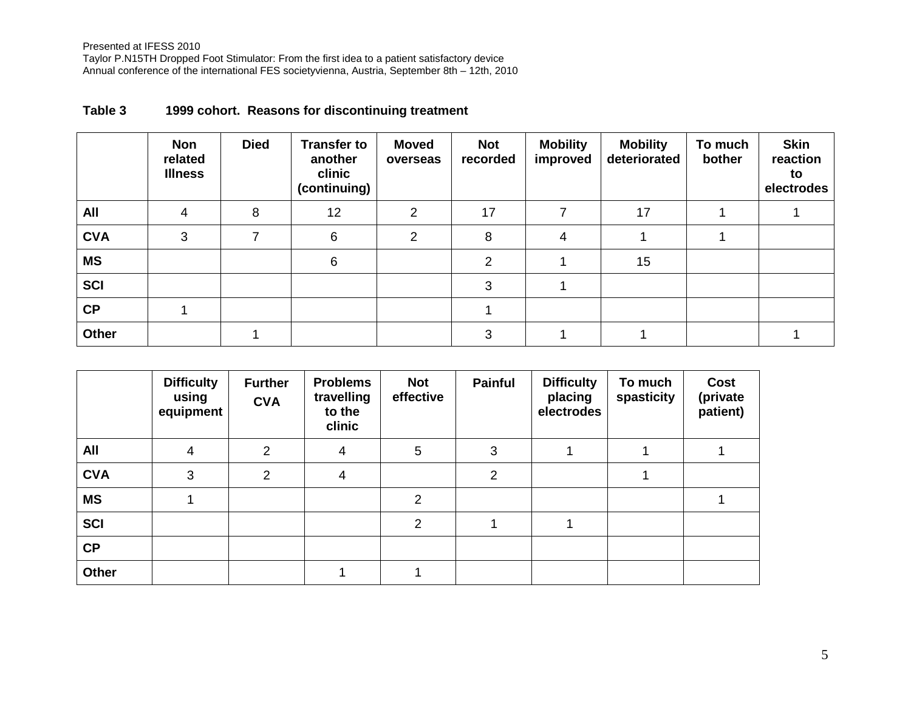**Table 3 1999 cohort. Reasons for discontinuing treatment**

| | Non related Illness | Died | Transfer to another clinic (continuing) | Moved overseas | Not recorded | Mobility improved | Mobility deteriorated | To much bother | Skin reaction to electrodes |
|---|---|---|---|---|---|---|---|---|---|
| **All** | 4 | 8 | 12 | 2 | 17 | 7 | 17 | 1 | 1 |
| **CVA** | 3 | 7 | 6 | 2 | 8 | 4 | 1 | 1 | |
| **MS** | | | 6 | | 2 | 1 | 15 | | |
| **SCI** | | | | | 3 | 1 | | | |
| **CP** | 1 | | | | 1 | | | | |
| **Other** | | 1 | | | 3 | 1 | 1 | | 1 |

| | Difficulty using equipment | Further CVA | Problems travelling to the clinic | Not effective | Painful | Difficulty placing electrodes | To much spasticity | Cost (private patient) |
|---|---|---|---|---|---|---|---|---|
| **All** | 4 | 2 | 4 | 5 | 3 | 1 | 1 | 1 |
| **CVA** | 3 | 2 | 4 | | 2 | | 1 | |
| **MS** | 1 | | | 2 | | | | 1 |
| **SCI** | | | | 2 | 1 | 1 | | |
| **CP** | | | | | | | | |
| **Other** | | | 1 | 1 | | | | |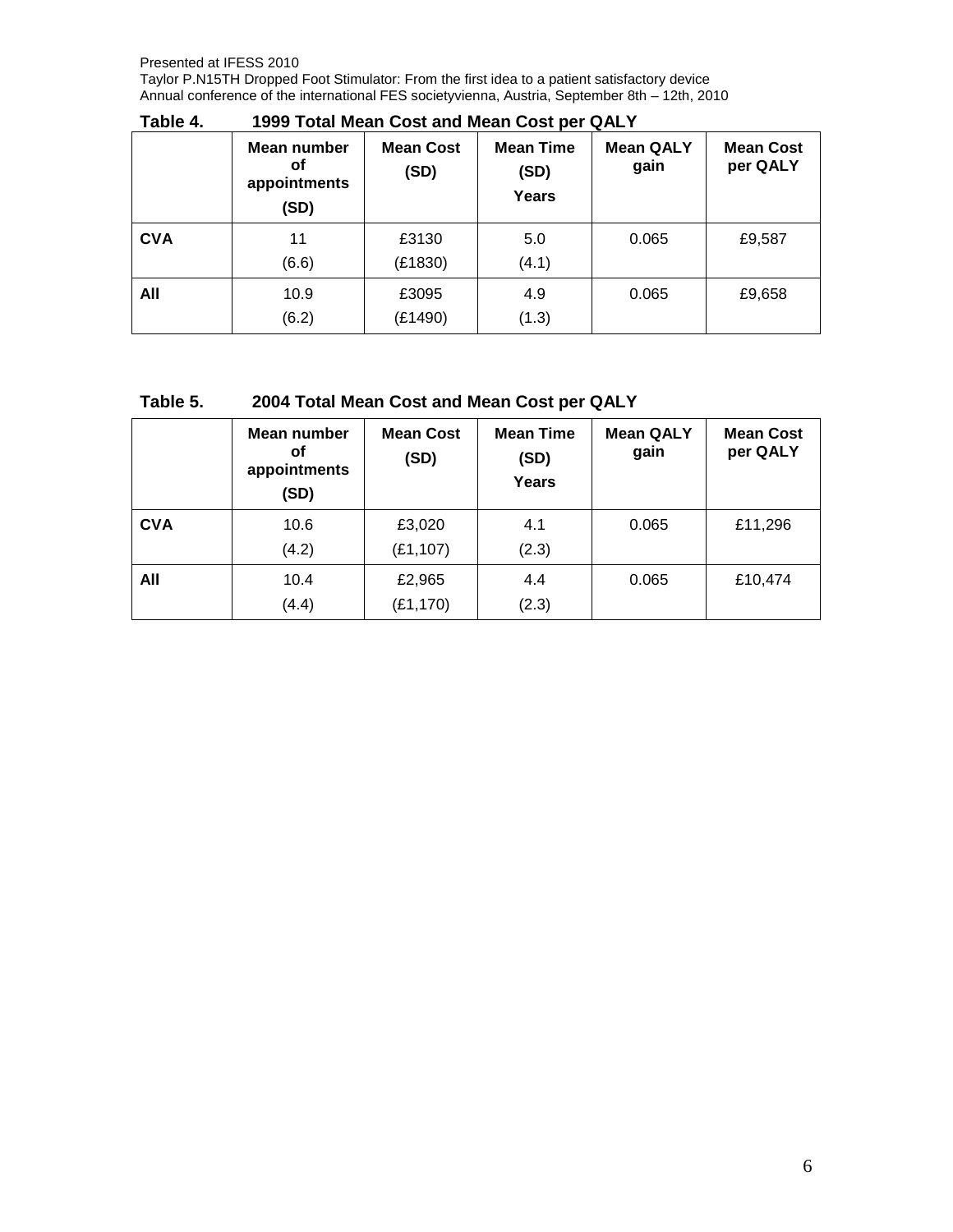**Table 4. 1999 Total Mean Cost and Mean Cost per QALY**

| | Mean number of appointments (SD) | Mean Cost (SD) | Mean Time (SD) Years | Mean QALY gain | Mean Cost per QALY |
|---|---|---|---|---|---|
| **CVA** | 11 (6.6) | £3130 (£1830) | 5.0 (4.1) | 0.065 | £9,587 |
| **All** | 10.9 (6.2) | £3095 (£1490) | 4.9 (1.3) | 0.065 | £9,658 |

**Table 5. 2004 Total Mean Cost and Mean Cost per QALY**

| | Mean number of appointments (SD) | Mean Cost (SD) | Mean Time (SD) Years | Mean QALY gain | Mean Cost per QALY |
|---|---|---|---|---|---|
| **CVA** | 10.6 (4.2) | £3,020 (£1,107) | 4.1 (2.3) | 0.065 | £11,296 |
| **All** | 10.4 (4.4) | £2,965 (£1,170) | 4.4 (2.3) | 0.065 | £10,474 |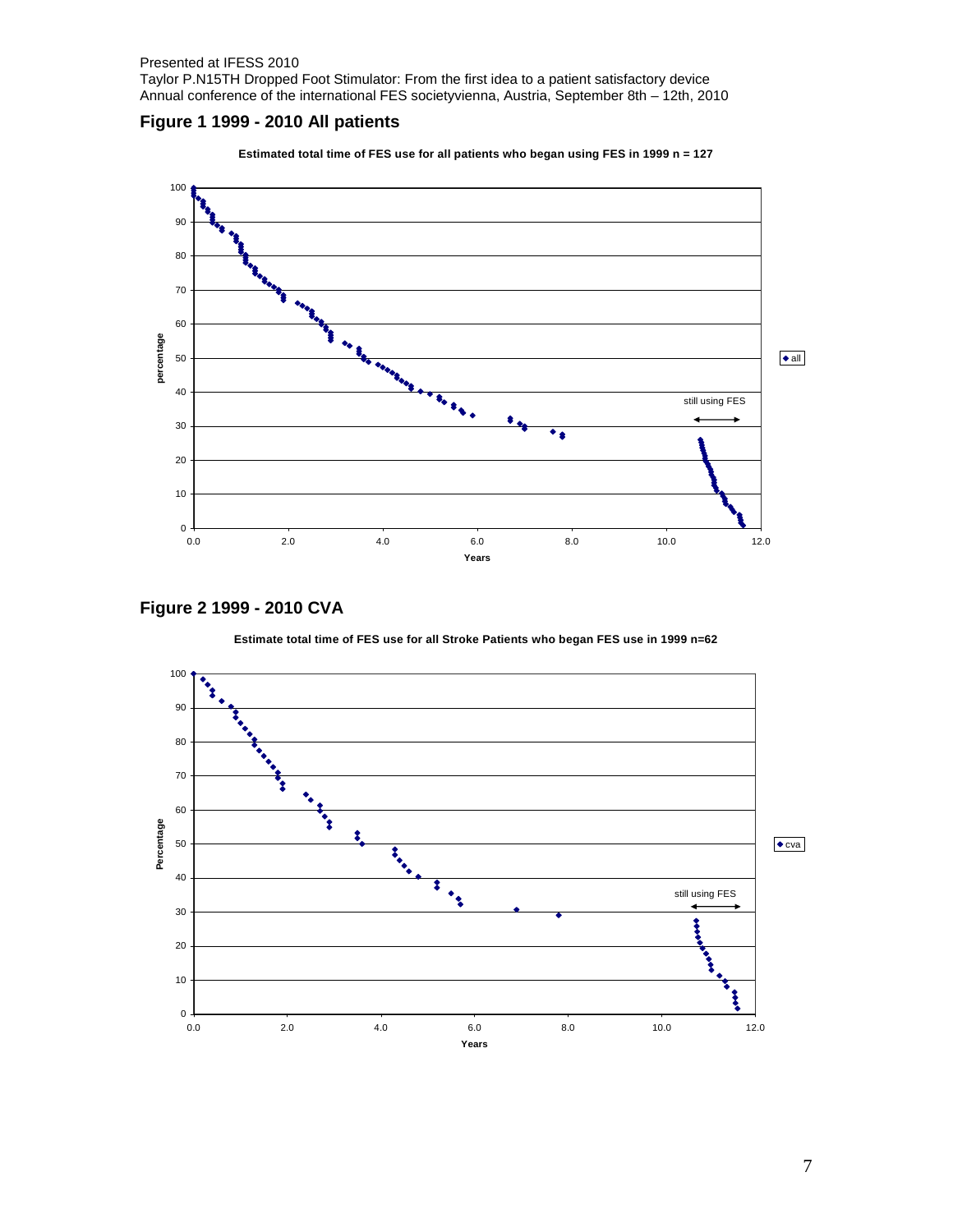Presented at IFESS 2010
Taylor P.N15TH Dropped Foot Stimulator: From the first idea to a patient satisfactory device
Annual conference of the international FES societyvienna, Austria, September 8th – 12th, 2010

## Figure 1 1999 - 2010 All patients

Estimated total time of FES use for all patients who began using FES in 1999 n = 127

percentage

0
10
20
30
40
50
60
70
80
90
100

0.0
2.0
4.0
6.0
8.0
10.0
12.0

Years

still using FES

all

## Figure 2 1999 - 2010 CVA

Estimate total time of FES use for all Stroke Patients who began FES use in 1999 n=62

Percentage

0
10
20
30
40
50
60
70
80
90
100

0.0
2.0
4.0
6.0
8.0
10.0
12.0

Years

still using FES

cva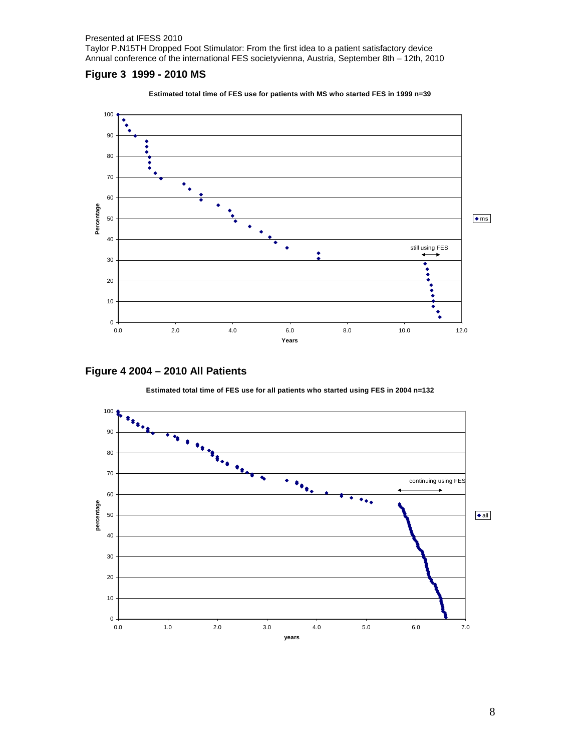Presented at IFESS 2010
Taylor P.N15TH Dropped Foot Stimulator: From the first idea to a patient satisfactory device
Annual conference of the international FES societyvienna, Austria, September 8th – 12th, 2010

## Figure 3 1999 - 2010 MS

Estimated total time of FES use for patients with MS who started FES in 1999 n=39

Percentage
100
90
80
70
60
50
40
30
20
10
0
0.0
2.0
4.0
6.0
8.0
10.0
12.0
Years
still using FES
ms

## Figure 4 2004 – 2010 All Patients

Estimated total time of FES use for all patients who started using FES in 2004 n=132

percentage
100
90
80
70
60
50
40
30
20
10
0
0.0
1.0
2.0
3.0
4.0
5.0
6.0
7.0
years
continuing using FES
all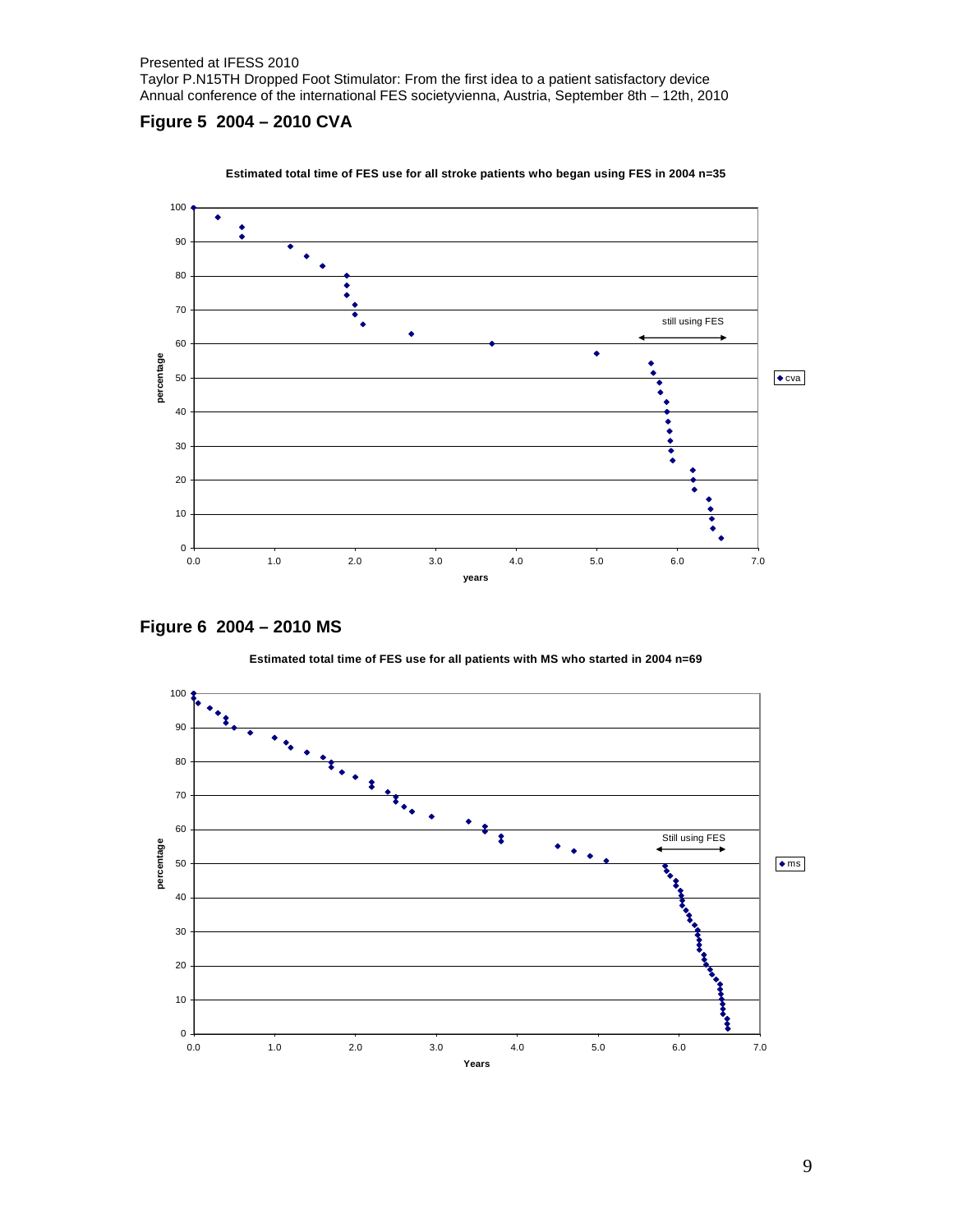Presented at IFESS 2010
Taylor P.N15TH Dropped Foot Stimulator: From the first idea to a patient satisfactory device
Annual conference of the international FES societyvienna, Austria, September 8th – 12th, 2010

## Figure 5 2004 – 2010 CVA

Estimated total time of FES use for all stroke patients who began using FES in 2004 n=35

percentage

0
10
20
30
40
50
60
70
80
90
100

years

0.0
1.0
2.0
3.0
4.0
5.0
6.0
7.0

still using FES

cva

## Figure 6 2004 – 2010 MS

Estimated total time of FES use for all patients with MS who started in 2004 n=69

percentage

0
10
20
30
40
50
60
70
80
90
100

Years

0.0
1.0
2.0
3.0
4.0
5.0
6.0
7.0

Still using FES

ms